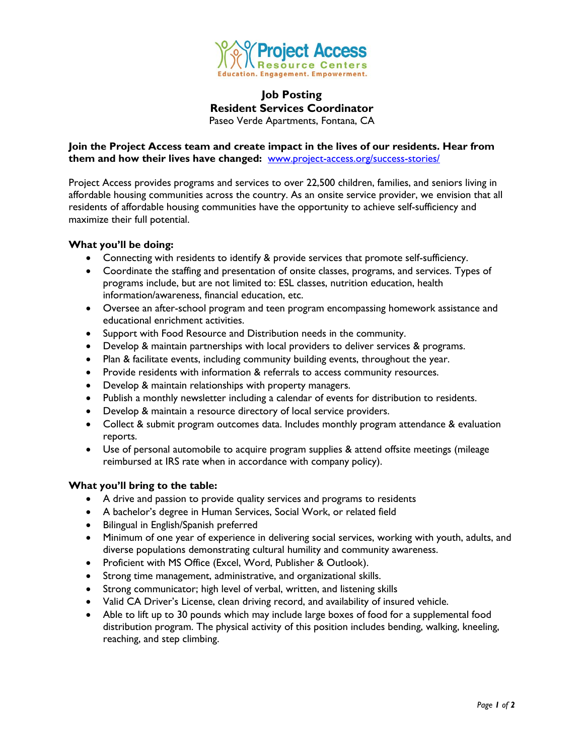Project Access
Resource Centers
Education. Engagement. Empowerment.

# Job Posting
## Resident Services Coordinator
Paseo Verde Apartments, Fontana, CA

**Join the Project Access team and create impact in the lives of our residents. Hear from them and how their lives have changed:** [www.project-access.org/success-stories/](www.project-access.org/success-stories/)

Project Access provides programs and services to over 22,500 children, families, and seniors living in affordable housing communities across the country. As an onsite service provider, we envision that all residents of affordable housing communities have the opportunity to achieve self-sufficiency and maximize their full potential.

### What you'll be doing:

- Connecting with residents to identify & provide services that promote self-sufficiency.
- Coordinate the staffing and presentation of onsite classes, programs, and services. Types of programs include, but are not limited to: ESL classes, nutrition education, health information/awareness, financial education, etc.
- Oversee an after-school program and teen program encompassing homework assistance and educational enrichment activities.
- Support with Food Resource and Distribution needs in the community.
- Develop & maintain partnerships with local providers to deliver services & programs.
- Plan & facilitate events, including community building events, throughout the year.
- Provide residents with information & referrals to access community resources.
- Develop & maintain relationships with property managers.
- Publish a monthly newsletter including a calendar of events for distribution to residents.
- Develop & maintain a resource directory of local service providers.
- Collect & submit program outcomes data. Includes monthly program attendance & evaluation reports.
- Use of personal automobile to acquire program supplies & attend offsite meetings (mileage reimbursed at IRS rate when in accordance with company policy).

### What you'll bring to the table:

- A drive and passion to provide quality services and programs to residents
- A bachelor's degree in Human Services, Social Work, or related field
- Bilingual in English/Spanish preferred
- Minimum of one year of experience in delivering social services, working with youth, adults, and diverse populations demonstrating cultural humility and community awareness.
- Proficient with MS Office (Excel, Word, Publisher & Outlook).
- Strong time management, administrative, and organizational skills.
- Strong communicator; high level of verbal, written, and listening skills
- Valid CA Driver's License, clean driving record, and availability of insured vehicle.
- Able to lift up to 30 pounds which may include large boxes of food for a supplemental food distribution program. The physical activity of this position includes bending, walking, kneeling, reaching, and step climbing.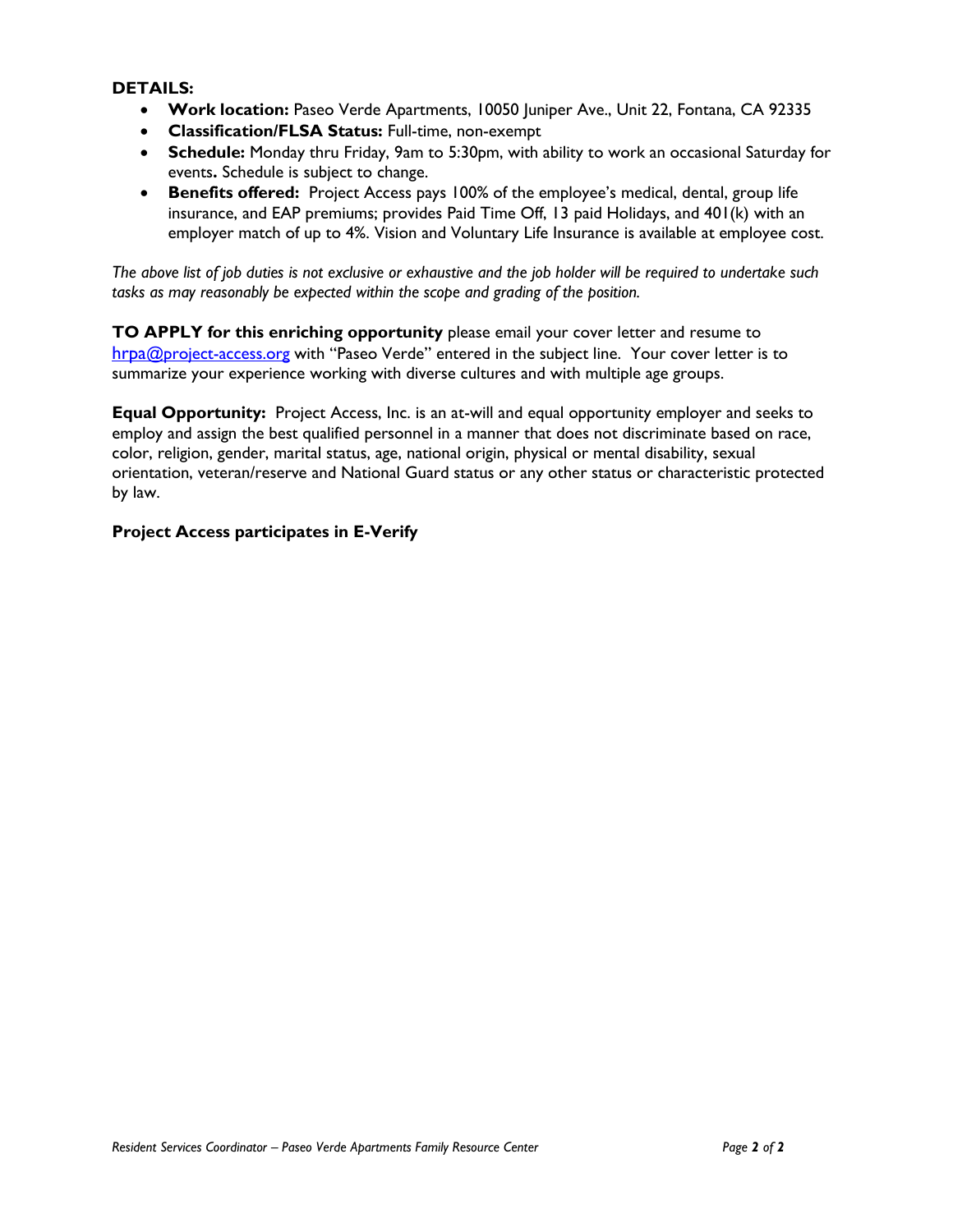**DETAILS:**

- **Work location:** Paseo Verde Apartments, 10050 Juniper Ave., Unit 22, Fontana, CA 92335
- **Classification/FLSA Status:** Full-time, non-exempt
- **Schedule:** Monday thru Friday, 9am to 5:30pm, with ability to work an occasional Saturday for events**.** Schedule is subject to change.
- **Benefits offered:** Project Access pays 100% of the employee's medical, dental, group life insurance, and EAP premiums; provides Paid Time Off, 13 paid Holidays, and 401(k) with an employer match of up to 4%. Vision and Voluntary Life Insurance is available at employee cost.

*The above list of job duties is not exclusive or exhaustive and the job holder will be required to undertake such tasks as may reasonably be expected within the scope and grading of the position.*

**TO APPLY for this enriching opportunity** please email your cover letter and resume to hrpa@project-access.org with "Paseo Verde" entered in the subject line. Your cover letter is to summarize your experience working with diverse cultures and with multiple age groups.

**Equal Opportunity:** Project Access, Inc. is an at-will and equal opportunity employer and seeks to employ and assign the best qualified personnel in a manner that does not discriminate based on race, color, religion, gender, marital status, age, national origin, physical or mental disability, sexual orientation, veteran/reserve and National Guard status or any other status or characteristic protected by law.

**Project Access participates in E-Verify**